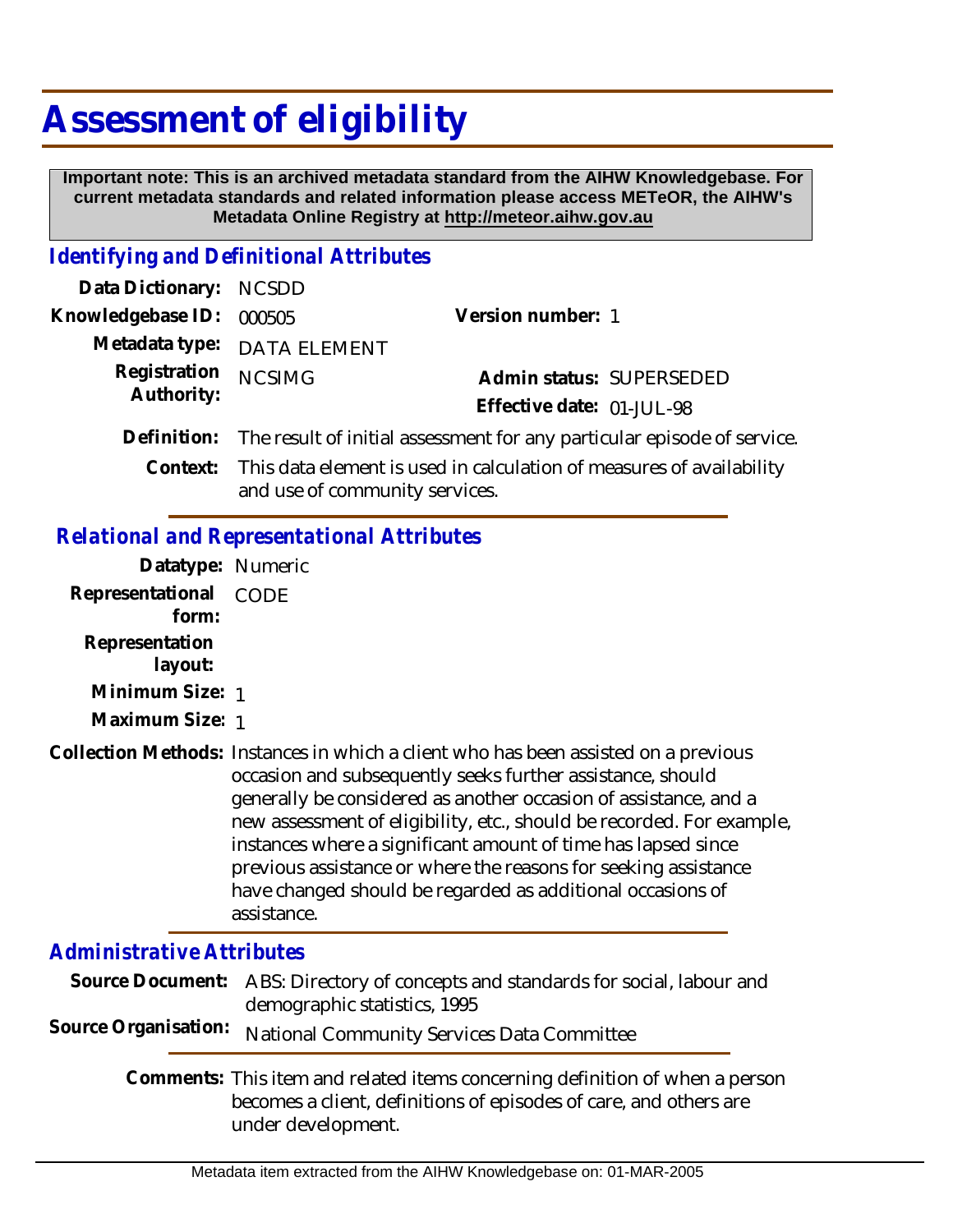# Assessment of eligibility

**Important note: This is an archived metadata standard from the AIHW Knowledgebase. For current metadata standards and related information please access METeOR, the AIHW's Metadata Online Registry at http://meteor.aihw.gov.au**

## *Identifying and Definitional Attributes*

**Data Dictionary:** NCSDD

**Knowledgebase ID:** 000505

**Version number:** 1

**Metadata type:** DATA ELEMENT

**Registration Authority:** NCSIMG

**Admin status:** SUPERSEDED

**Effective date:** 01-JUL-98

**Definition:** The result of initial assessment for any particular episode of service.

**Context:** This data element is used in calculation of measures of availability and use of community services.

## *Relational and Representational Attributes*

**Datatype:** Numeric

**Representational form:** CODE

**Representation layout:**

**Minimum Size:** 1

**Maximum Size:** 1

**Collection Methods:** Instances in which a client who has been assisted on a previous occasion and subsequently seeks further assistance, should generally be considered as another occasion of assistance, and a new assessment of eligibility, etc., should be recorded. For example, instances where a significant amount of time has lapsed since previous assistance or where the reasons for seeking assistance have changed should be regarded as additional occasions of assistance.

## *Administrative Attributes*

**Source Document:** ABS: Directory of concepts and standards for social, labour and demographic statistics, 1995

**Source Organisation:** National Community Services Data Committee

**Comments:** This item and related items concerning definition of when a person becomes a client, definitions of episodes of care, and others are under development.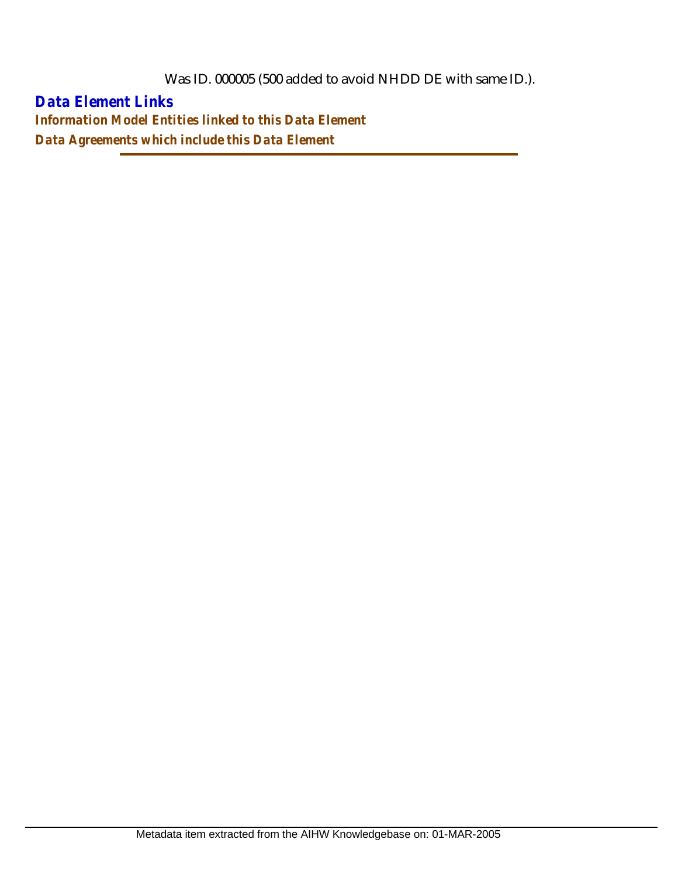Was ID. 000005 (500 added to avoid NHDD DE with same ID.).

## Data Element Links

***Information Model Entities linked to this Data Element***

***Data Agreements which include this Data Element***

Metadata item extracted from the AIHW Knowledgebase on: 01-MAR-2005